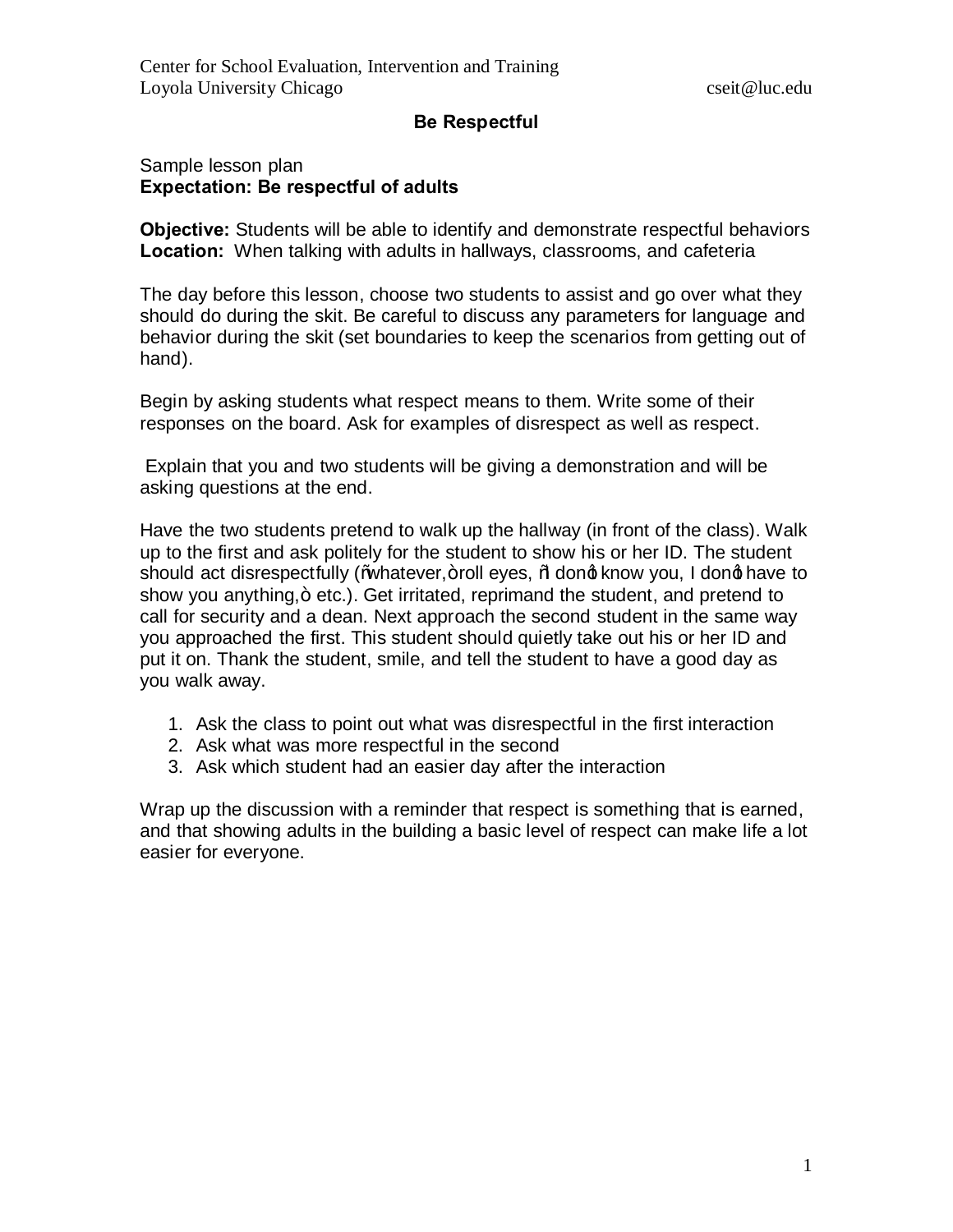Center for School Evaluation, Intervention and Training
Loyola University Chicago cseit@luc.edu

## Be Respectful

Sample lesson plan
**Expectation: Be respectful of adults**

**Objective:** Students will be able to identify and demonstrate respectful behaviors
**Location:** When talking with adults in hallways, classrooms, and cafeteria

The day before this lesson, choose two students to assist and go over what they should do during the skit. Be careful to discuss any parameters for language and behavior during the skit (set boundaries to keep the scenarios from getting out of hand).

Begin by asking students what respect means to them. Write some of their responses on the board. Ask for examples of disrespect as well as respect.

Explain that you and two students will be giving a demonstration and will be asking questions at the end.

Have the two students pretend to walk up the hallway (in front of the class). Walk up to the first and ask politely for the student to show his or her ID. The student should act disrespectfully ("whatever," roll eyes, "I don't know you, I don't have to show you anything," etc.). Get irritated, reprimand the student, and pretend to call for security and a dean. Next approach the second student in the same way you approached the first. This student should quietly take out his or her ID and put it on. Thank the student, smile, and tell the student to have a good day as you walk away.

1. Ask the class to point out what was disrespectful in the first interaction
2. Ask what was more respectful in the second
3. Ask which student had an easier day after the interaction

Wrap up the discussion with a reminder that respect is something that is earned, and that showing adults in the building a basic level of respect can make life a lot easier for everyone.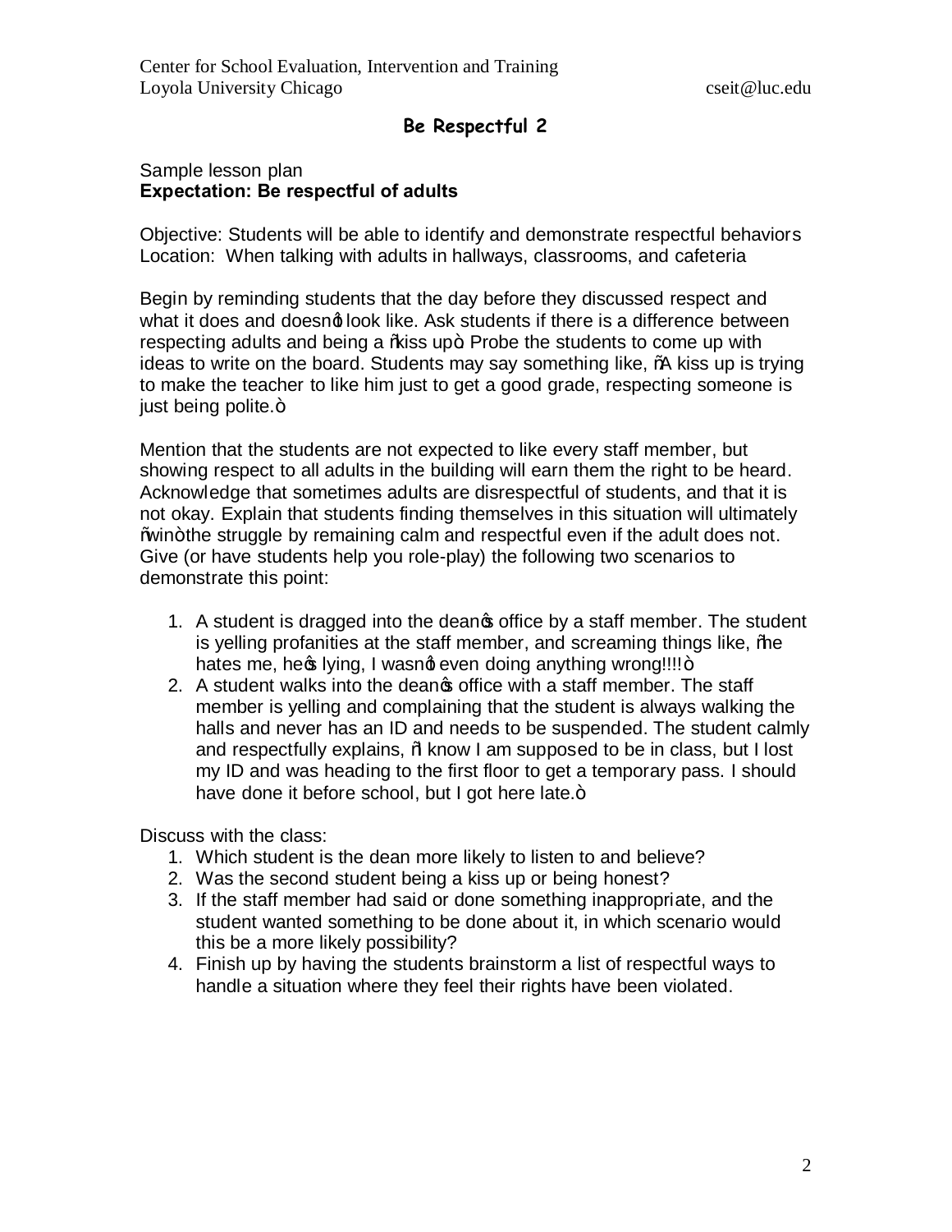## Be Respectful 2

Sample lesson plan
**Expectation: Be respectful of adults**

Objective: Students will be able to identify and demonstrate respectful behaviors
Location: When talking with adults in hallways, classrooms, and cafeteria

Begin by reminding students that the day before they discussed respect and what it does and doesn't look like. Ask students if there is a difference between respecting adults and being a "kiss up". Probe the students to come up with ideas to write on the board. Students may say something like, "A kiss up is trying to make the teacher to like him just to get a good grade, respecting someone is just being polite."

Mention that the students are not expected to like every staff member, but showing respect to all adults in the building will earn them the right to be heard. Acknowledge that sometimes adults are disrespectful of students, and that it is not okay. Explain that students finding themselves in this situation will ultimately "win" the struggle by remaining calm and respectful even if the adult does not. Give (or have students help you role-play) the following two scenarios to demonstrate this point:

1. A student is dragged into the dean's office by a staff member. The student is yelling profanities at the staff member, and screaming things like, "he hates me, he's lying, I wasn't even doing anything wrong!!!!"
2. A student walks into the dean's office with a staff member. The staff member is yelling and complaining that the student is always walking the halls and never has an ID and needs to be suspended. The student calmly and respectfully explains, "I know I am supposed to be in class, but I lost my ID and was heading to the first floor to get a temporary pass. I should have done it before school, but I got here late."

Discuss with the class:

1. Which student is the dean more likely to listen to and believe?
2. Was the second student being a kiss up or being honest?
3. If the staff member had said or done something inappropriate, and the student wanted something to be done about it, in which scenario would this be a more likely possibility?
4. Finish up by having the students brainstorm a list of respectful ways to handle a situation where they feel their rights have been violated.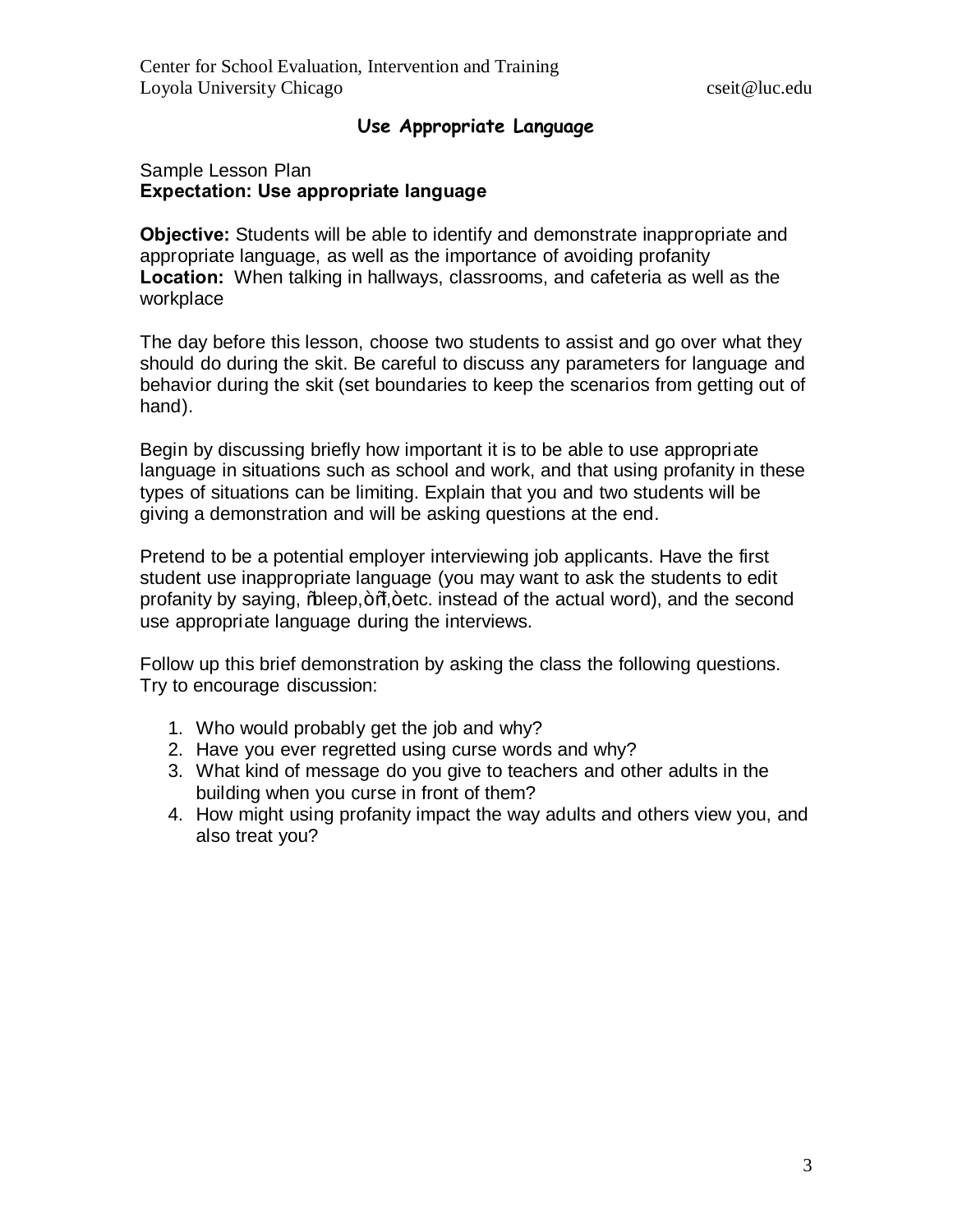**Use Appropriate Language**

Sample Lesson Plan

**Expectation: Use appropriate language**

**Objective:** Students will be able to identify and demonstrate inappropriate and appropriate language, as well as the importance of avoiding profanity

**Location:** When talking in hallways, classrooms, and cafeteria as well as the workplace

The day before this lesson, choose two students to assist and go over what they should do during the skit. Be careful to discuss any parameters for language and behavior during the skit (set boundaries to keep the scenarios from getting out of hand).

Begin by discussing briefly how important it is to be able to use appropriate language in situations such as school and work, and that using profanity in these types of situations can be limiting. Explain that you and two students will be giving a demonstration and will be asking questions at the end.

Pretend to be a potential employer interviewing job applicants. Have the first student use inappropriate language (you may want to ask the students to edit profanity by saying, “bleep,” “f,” etc. instead of the actual word), and the second use appropriate language during the interviews.

Follow up this brief demonstration by asking the class the following questions. Try to encourage discussion:

1. Who would probably get the job and why?
2. Have you ever regretted using curse words and why?
3. What kind of message do you give to teachers and other adults in the building when you curse in front of them?
4. How might using profanity impact the way adults and others view you, and also treat you?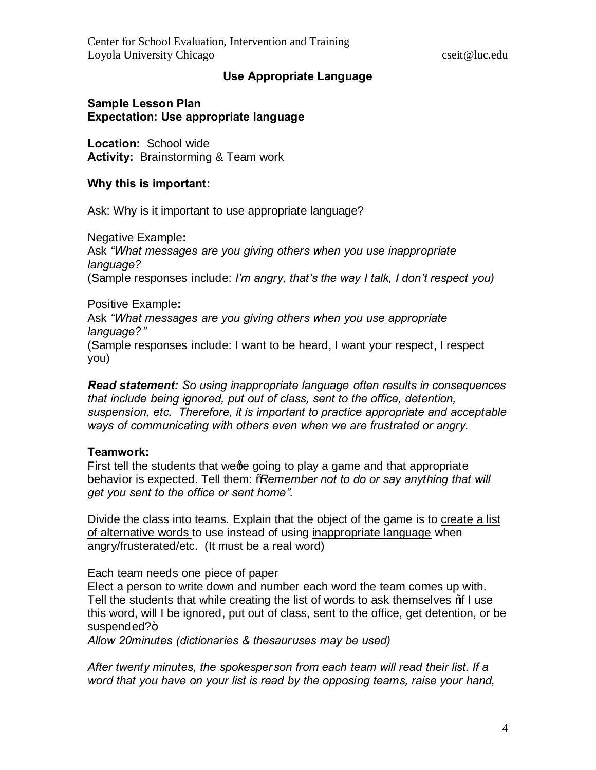Center for School Evaluation, Intervention and Training
Loyola University Chicago cseit@luc.edu

## Use Appropriate Language

**Sample Lesson Plan**
**Expectation: Use appropriate language**

**Location:** School wide
**Activity:** Brainstorming & Team work

**Why this is important:**

Ask: Why is it important to use appropriate language?

Negative Example**:**
Ask *"What messages are you giving others when you use inappropriate language?*
(Sample responses include: *I'm angry, that's the way I talk, I don't respect you)*

Positive Example**:**
Ask *"What messages are you giving others when you use appropriate language?"*
(Sample responses include: I want to be heard, I want your respect, I respect you)

***Read statement:*** *So using inappropriate language often results in consequences that include being ignored, put out of class, sent to the office, detention, suspension, etc. Therefore, it is important to practice appropriate and acceptable ways of communicating with others even when we are frustrated or angry.*

**Teamwork:**
First tell the students that weφe going to play a game and that appropriate behavior is expected. Tell them: õ*Remember not to do or say anything that will get you sent to the office or sent home".*

Divide the class into teams. Explain that the object of the game is to create a list of alternative words to use instead of using inappropriate language when angry/frusterated/etc. (It must be a real word)

Each team needs one piece of paper
Elect a person to write down and number each word the team comes up with.
Tell the students that while creating the list of words to ask themselves õIf I use this word, will I be ignored, put out of class, sent to the office, get detention, or be suspended?ö
*Allow 20minutes (dictionaries & thesauruses may be used)*

*After twenty minutes, the spokesperson from each team will read their list. If a word that you have on your list is read by the opposing teams, raise your hand,*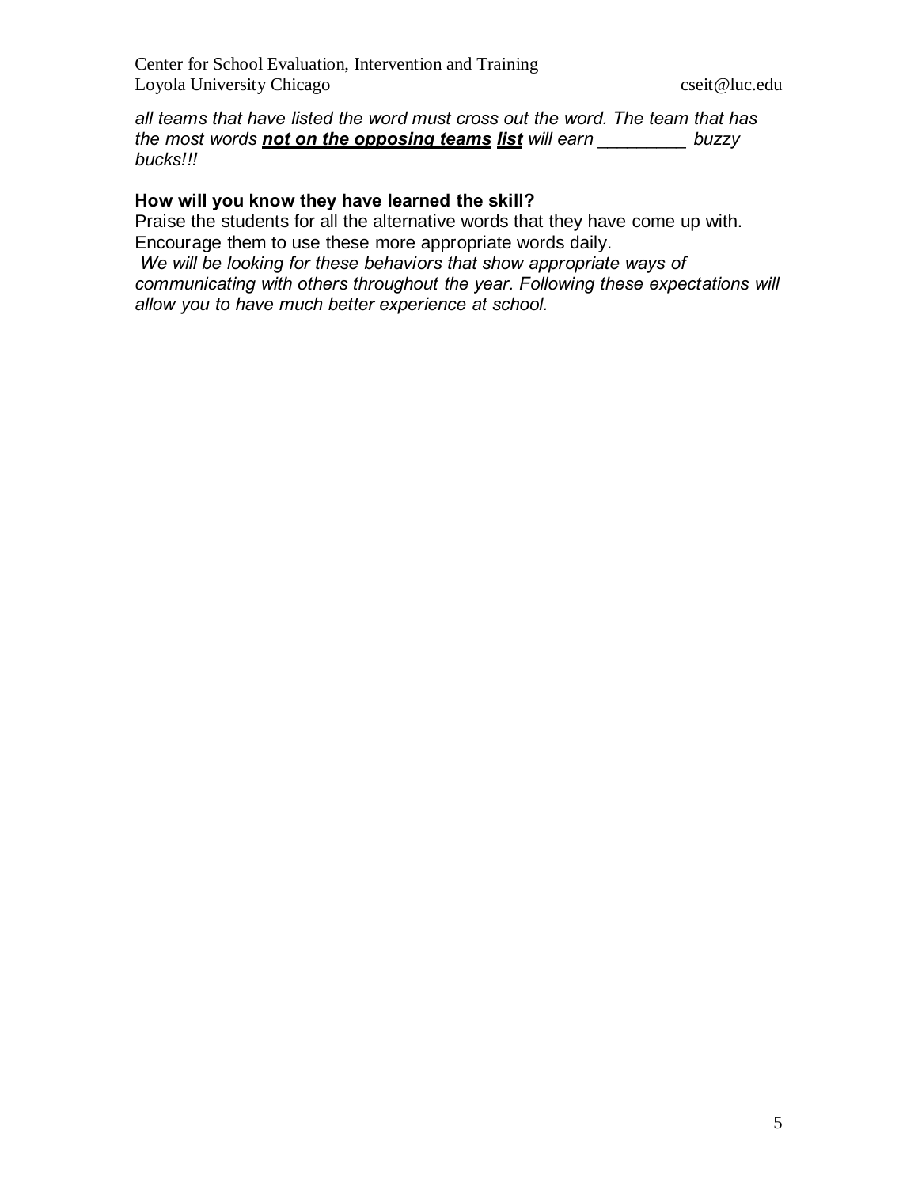*all teams that have listed the word must cross out the word. The team that has the most words **not on the opposing teams list** will earn _________ buzzy bucks!!!*

**How will you know they have learned the skill?**

Praise the students for all the alternative words that they have come up with. Encourage them to use these more appropriate words daily.

*We will be looking for these behaviors that show appropriate ways of communicating with others throughout the year. Following these expectations will allow you to have much better experience at school.*